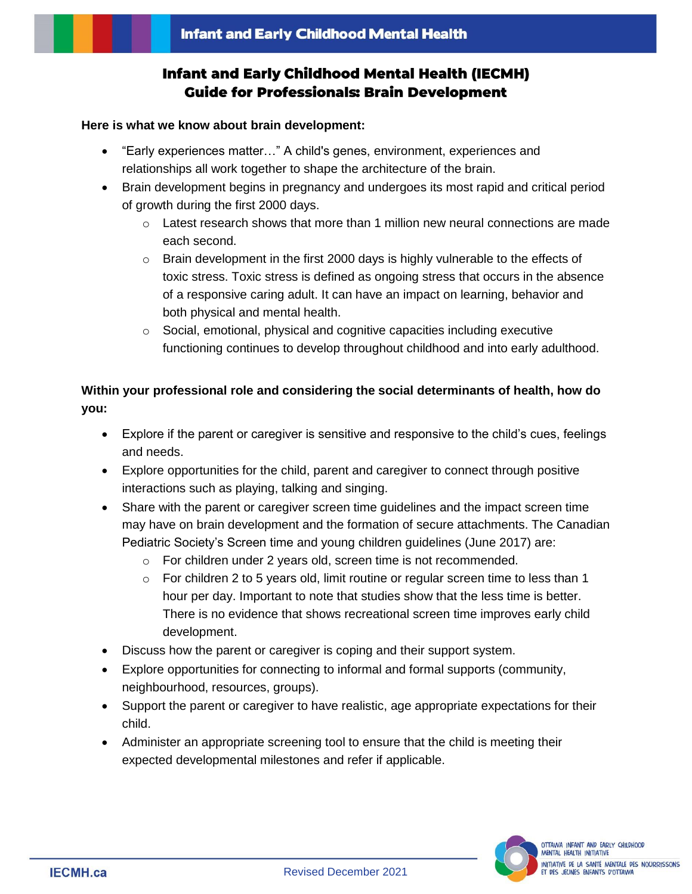# Infant and Early Childhood Mental Health (IECMH) Guide for Professionals: Brain Development

**Here is what we know about brain development:**

- "Early experiences matter…" A child's genes, environment, experiences and relationships all work together to shape the architecture of the brain.
- Brain development begins in pregnancy and undergoes its most rapid and critical period of growth during the first 2000 days.
  - Latest research shows that more than 1 million new neural connections are made each second.
  - Brain development in the first 2000 days is highly vulnerable to the effects of toxic stress. Toxic stress is defined as ongoing stress that occurs in the absence of a responsive caring adult. It can have an impact on learning, behavior and both physical and mental health.
  - Social, emotional, physical and cognitive capacities including executive functioning continues to develop throughout childhood and into early adulthood.

**Within your professional role and considering the social determinants of health, how do you:**

- Explore if the parent or caregiver is sensitive and responsive to the child's cues, feelings and needs.
- Explore opportunities for the child, parent and caregiver to connect through positive interactions such as playing, talking and singing.
- Share with the parent or caregiver screen time guidelines and the impact screen time may have on brain development and the formation of secure attachments. The Canadian Pediatric Society's Screen time and young children guidelines (June 2017) are:
  - For children under 2 years old, screen time is not recommended.
  - For children 2 to 5 years old, limit routine or regular screen time to less than 1 hour per day. Important to note that studies show that the less time is better. There is no evidence that shows recreational screen time improves early child development.
- Discuss how the parent or caregiver is coping and their support system.
- Explore opportunities for connecting to informal and formal supports (community, neighbourhood, resources, groups).
- Support the parent or caregiver to have realistic, age appropriate expectations for their child.
- Administer an appropriate screening tool to ensure that the child is meeting their expected developmental milestones and refer if applicable.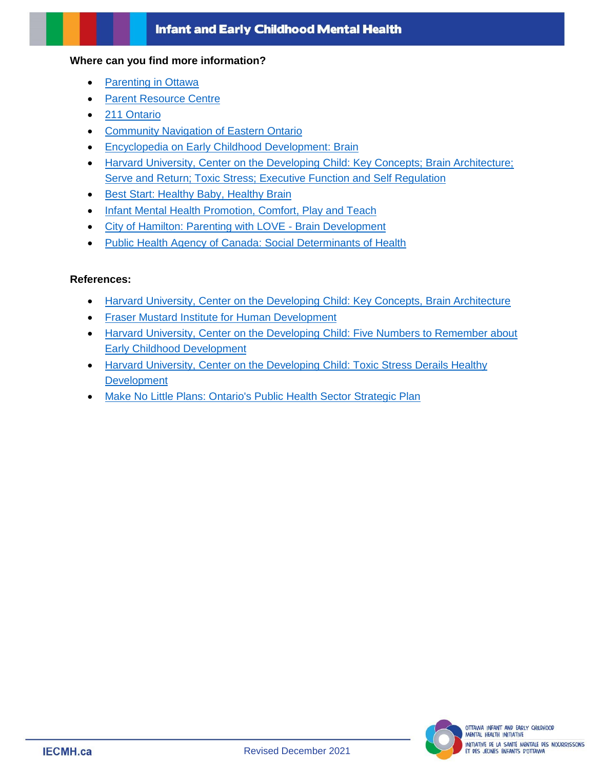**Where can you find more information?**

- Parenting in Ottawa
- Parent Resource Centre
- 211 Ontario
- Community Navigation of Eastern Ontario
- Encyclopedia on Early Childhood Development: Brain
- Harvard University, Center on the Developing Child: Key Concepts; Brain Architecture; Serve and Return; Toxic Stress; Executive Function and Self Regulation
- Best Start: Healthy Baby, Healthy Brain
- Infant Mental Health Promotion, Comfort, Play and Teach
- City of Hamilton: Parenting with LOVE - Brain Development
- Public Health Agency of Canada: Social Determinants of Health

**References:**

- Harvard University, Center on the Developing Child: Key Concepts, Brain Architecture
- Fraser Mustard Institute for Human Development
- Harvard University, Center on the Developing Child: Five Numbers to Remember about Early Childhood Development
- Harvard University, Center on the Developing Child: Toxic Stress Derails Healthy Development
- Make No Little Plans: Ontario's Public Health Sector Strategic Plan